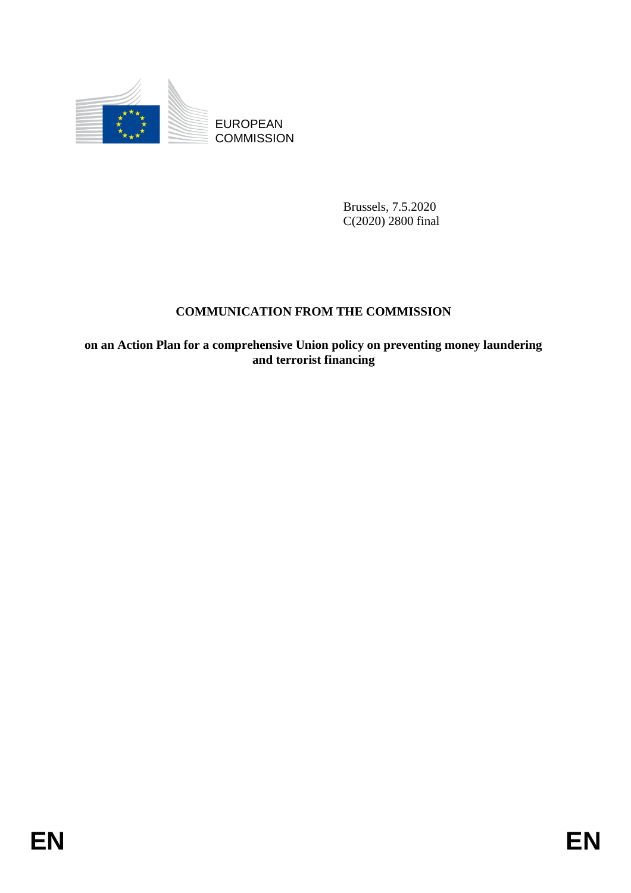EUROPEAN COMMISSION

Brussels, 7.5.2020
C(2020) 2800 final

# COMMUNICATION FROM THE COMMISSION

## on an Action Plan for a comprehensive Union policy on preventing money laundering and terrorist financing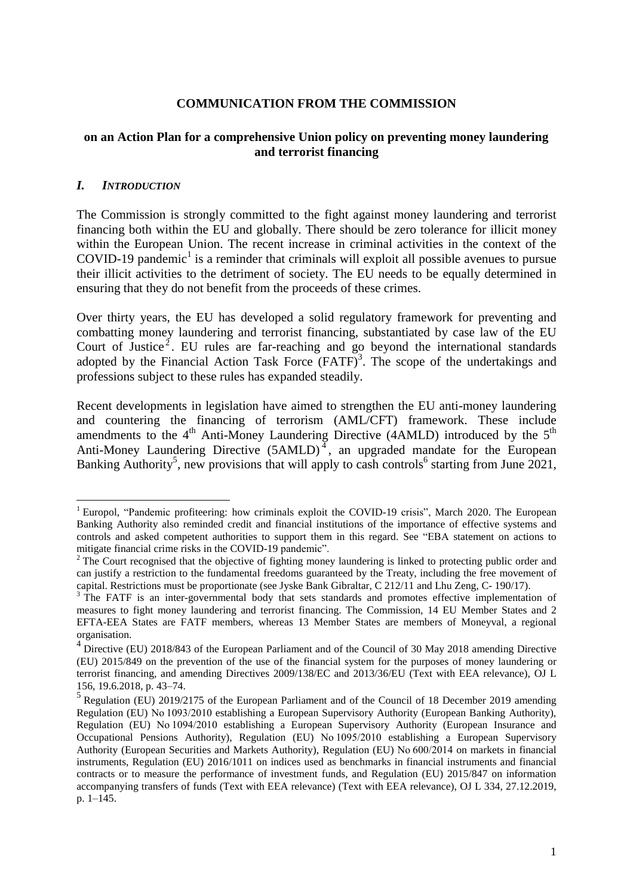**COMMUNICATION FROM THE COMMISSION**

**on an Action Plan for a comprehensive Union policy on preventing money laundering and terrorist financing**

## *I. INTRODUCTION*

The Commission is strongly committed to the fight against money laundering and terrorist financing both within the EU and globally. There should be zero tolerance for illicit money within the European Union. The recent increase in criminal activities in the context of the COVID-19 pandemic[1] is a reminder that criminals will exploit all possible avenues to pursue their illicit activities to the detriment of society. The EU needs to be equally determined in ensuring that they do not benefit from the proceeds of these crimes.

Over thirty years, the EU has developed a solid regulatory framework for preventing and combatting money laundering and terrorist financing, substantiated by case law of the EU Court of Justice[2]. EU rules are far-reaching and go beyond the international standards adopted by the Financial Action Task Force (FATF)[3]. The scope of the undertakings and professions subject to these rules has expanded steadily.

Recent developments in legislation have aimed to strengthen the EU anti-money laundering and countering the financing of terrorism (AML/CFT) framework. These include amendments to the 4th Anti-Money Laundering Directive (4AMLD) introduced by the 5th Anti-Money Laundering Directive (5AMLD)[4], an upgraded mandate for the European Banking Authority[5], new provisions that will apply to cash controls[6] starting from June 2021,

---

[1] Europol, "Pandemic profiteering: how criminals exploit the COVID-19 crisis", March 2020. The European Banking Authority also reminded credit and financial institutions of the importance of effective systems and controls and asked competent authorities to support them in this regard. See "EBA statement on actions to mitigate financial crime risks in the COVID-19 pandemic".

[2] The Court recognised that the objective of fighting money laundering is linked to protecting public order and can justify a restriction to the fundamental freedoms guaranteed by the Treaty, including the free movement of capital. Restrictions must be proportionate (see Jyske Bank Gibraltar, C 212/11 and Lhu Zeng, C- 190/17).

[3] The FATF is an inter-governmental body that sets standards and promotes effective implementation of measures to fight money laundering and terrorist financing. The Commission, 14 EU Member States and 2 EFTA-EEA States are FATF members, whereas 13 Member States are members of Moneyval, a regional organisation.

[4] Directive (EU) 2018/843 of the European Parliament and of the Council of 30 May 2018 amending Directive (EU) 2015/849 on the prevention of the use of the financial system for the purposes of money laundering or terrorist financing, and amending Directives 2009/138/EC and 2013/36/EU (Text with EEA relevance), OJ L 156, 19.6.2018, p. 43–74.

[5] Regulation (EU) 2019/2175 of the European Parliament and of the Council of 18 December 2019 amending Regulation (EU) No 1093/2010 establishing a European Supervisory Authority (European Banking Authority), Regulation (EU) No 1094/2010 establishing a European Supervisory Authority (European Insurance and Occupational Pensions Authority), Regulation (EU) No 1095/2010 establishing a European Supervisory Authority (European Securities and Markets Authority), Regulation (EU) No 600/2014 on markets in financial instruments, Regulation (EU) 2016/1011 on indices used as benchmarks in financial instruments and financial contracts or to measure the performance of investment funds, and Regulation (EU) 2015/847 on information accompanying transfers of funds (Text with EEA relevance) (Text with EEA relevance), OJ L 334, 27.12.2019, p. 1–145.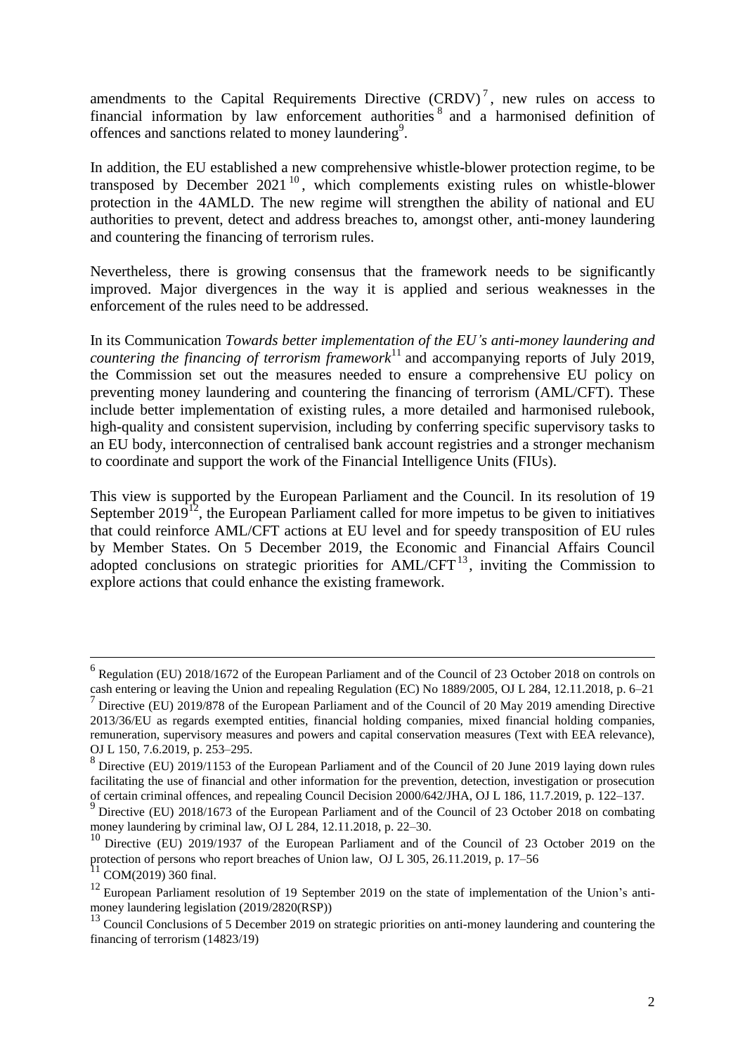amendments to the Capital Requirements Directive (CRDV)[7], new rules on access to financial information by law enforcement authorities[8] and a harmonised definition of offences and sanctions related to money laundering[9].

In addition, the EU established a new comprehensive whistle-blower protection regime, to be transposed by December 2021[10], which complements existing rules on whistle-blower protection in the 4AMLD. The new regime will strengthen the ability of national and EU authorities to prevent, detect and address breaches to, amongst other, anti-money laundering and countering the financing of terrorism rules.

Nevertheless, there is growing consensus that the framework needs to be significantly improved. Major divergences in the way it is applied and serious weaknesses in the enforcement of the rules need to be addressed.

In its Communication *Towards better implementation of the EU's anti-money laundering and countering the financing of terrorism framework*[11] and accompanying reports of July 2019, the Commission set out the measures needed to ensure a comprehensive EU policy on preventing money laundering and countering the financing of terrorism (AML/CFT). These include better implementation of existing rules, a more detailed and harmonised rulebook, high-quality and consistent supervision, including by conferring specific supervisory tasks to an EU body, interconnection of centralised bank account registries and a stronger mechanism to coordinate and support the work of the Financial Intelligence Units (FIUs).

This view is supported by the European Parliament and the Council. In its resolution of 19 September 2019[12], the European Parliament called for more impetus to be given to initiatives that could reinforce AML/CFT actions at EU level and for speedy transposition of EU rules by Member States. On 5 December 2019, the Economic and Financial Affairs Council adopted conclusions on strategic priorities for AML/CFT[13], inviting the Commission to explore actions that could enhance the existing framework.

---

[6] Regulation (EU) 2018/1672 of the European Parliament and of the Council of 23 October 2018 on controls on cash entering or leaving the Union and repealing Regulation (EC) No 1889/2005, OJ L 284, 12.11.2018, p. 6–21

[7] Directive (EU) 2019/878 of the European Parliament and of the Council of 20 May 2019 amending Directive 2013/36/EU as regards exempted entities, financial holding companies, mixed financial holding companies, remuneration, supervisory measures and powers and capital conservation measures (Text with EEA relevance), OJ L 150, 7.6.2019, p. 253–295.

[8] Directive (EU) 2019/1153 of the European Parliament and of the Council of 20 June 2019 laying down rules facilitating the use of financial and other information for the prevention, detection, investigation or prosecution of certain criminal offences, and repealing Council Decision 2000/642/JHA, OJ L 186, 11.7.2019, p. 122–137.

[9] Directive (EU) 2018/1673 of the European Parliament and of the Council of 23 October 2018 on combating money laundering by criminal law, OJ L 284, 12.11.2018, p. 22–30.

[10] Directive (EU) 2019/1937 of the European Parliament and of the Council of 23 October 2019 on the protection of persons who report breaches of Union law, OJ L 305, 26.11.2019, p. 17–56

[11] COM(2019) 360 final.

[12] European Parliament resolution of 19 September 2019 on the state of implementation of the Union's anti-money laundering legislation (2019/2820(RSP))

[13] Council Conclusions of 5 December 2019 on strategic priorities on anti-money laundering and countering the financing of terrorism (14823/19)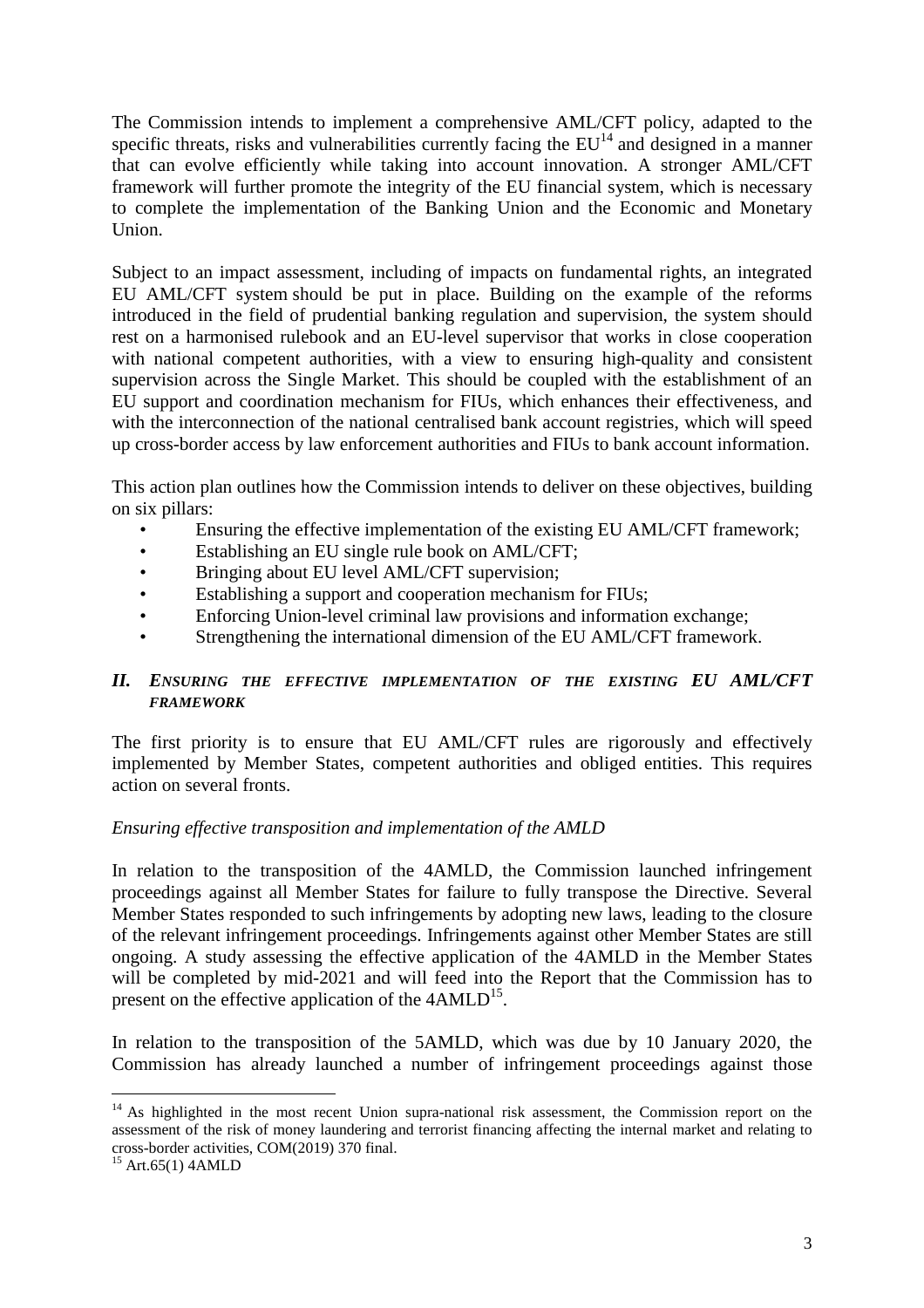The Commission intends to implement a comprehensive AML/CFT policy, adapted to the specific threats, risks and vulnerabilities currently facing the EU[14] and designed in a manner that can evolve efficiently while taking into account innovation. A stronger AML/CFT framework will further promote the integrity of the EU financial system, which is necessary to complete the implementation of the Banking Union and the Economic and Monetary Union.

Subject to an impact assessment, including of impacts on fundamental rights, an integrated EU AML/CFT system should be put in place. Building on the example of the reforms introduced in the field of prudential banking regulation and supervision, the system should rest on a harmonised rulebook and an EU-level supervisor that works in close cooperation with national competent authorities, with a view to ensuring high-quality and consistent supervision across the Single Market. This should be coupled with the establishment of an EU support and coordination mechanism for FIUs, which enhances their effectiveness, and with the interconnection of the national centralised bank account registries, which will speed up cross-border access by law enforcement authorities and FIUs to bank account information.

This action plan outlines how the Commission intends to deliver on these objectives, building on six pillars:

- Ensuring the effective implementation of the existing EU AML/CFT framework;
- Establishing an EU single rule book on AML/CFT;
- Bringing about EU level AML/CFT supervision;
- Establishing a support and cooperation mechanism for FIUs;
- Enforcing Union-level criminal law provisions and information exchange;
- Strengthening the international dimension of the EU AML/CFT framework.

## *II. Ensuring the effective implementation of the existing EU AML/CFT framework*

The first priority is to ensure that EU AML/CFT rules are rigorously and effectively implemented by Member States, competent authorities and obliged entities. This requires action on several fronts.

*Ensuring effective transposition and implementation of the AMLD*

In relation to the transposition of the 4AMLD, the Commission launched infringement proceedings against all Member States for failure to fully transpose the Directive. Several Member States responded to such infringements by adopting new laws, leading to the closure of the relevant infringement proceedings. Infringements against other Member States are still ongoing. A study assessing the effective application of the 4AMLD in the Member States will be completed by mid-2021 and will feed into the Report that the Commission has to present on the effective application of the 4AMLD[15].

In relation to the transposition of the 5AMLD, which was due by 10 January 2020, the Commission has already launched a number of infringement proceedings against those

---

[14] As highlighted in the most recent Union supra-national risk assessment, the Commission report on the assessment of the risk of money laundering and terrorist financing affecting the internal market and relating to cross-border activities, COM(2019) 370 final.

[15] Art.65(1) 4AMLD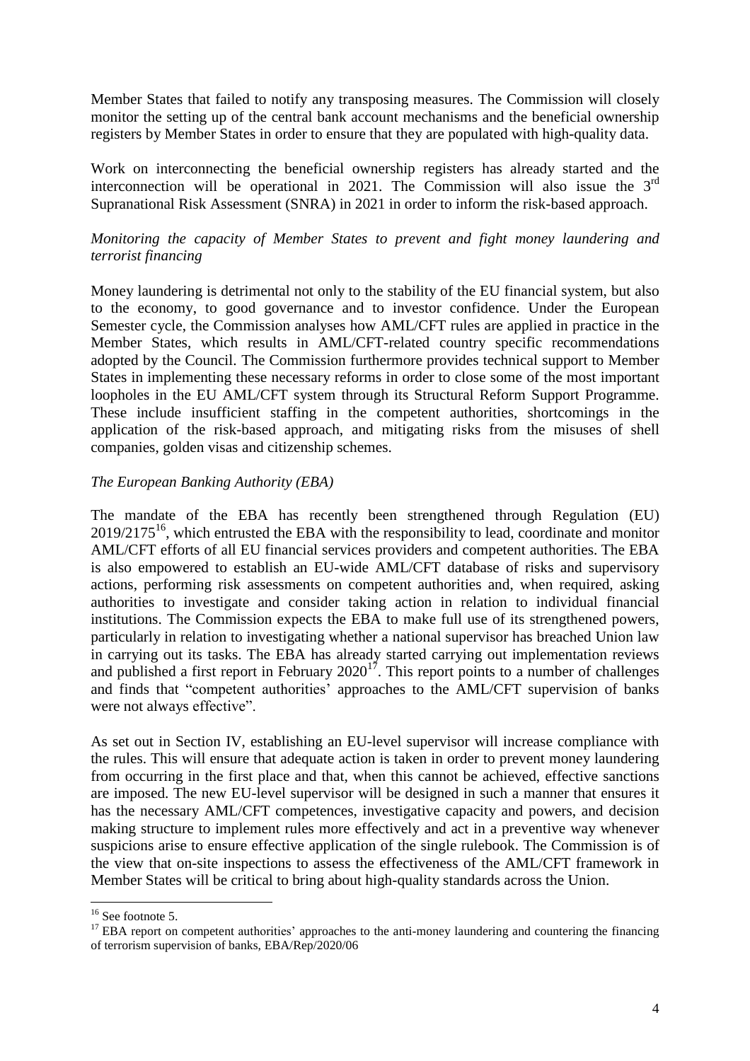Member States that failed to notify any transposing measures. The Commission will closely monitor the setting up of the central bank account mechanisms and the beneficial ownership registers by Member States in order to ensure that they are populated with high-quality data.

Work on interconnecting the beneficial ownership registers has already started and the interconnection will be operational in 2021. The Commission will also issue the 3rd Supranational Risk Assessment (SNRA) in 2021 in order to inform the risk-based approach.

*Monitoring the capacity of Member States to prevent and fight money laundering and terrorist financing*

Money laundering is detrimental not only to the stability of the EU financial system, but also to the economy, to good governance and to investor confidence. Under the European Semester cycle, the Commission analyses how AML/CFT rules are applied in practice in the Member States, which results in AML/CFT-related country specific recommendations adopted by the Council. The Commission furthermore provides technical support to Member States in implementing these necessary reforms in order to close some of the most important loopholes in the EU AML/CFT system through its Structural Reform Support Programme. These include insufficient staffing in the competent authorities, shortcomings in the application of the risk-based approach, and mitigating risks from the misuses of shell companies, golden visas and citizenship schemes.

*The European Banking Authority (EBA)*

The mandate of the EBA has recently been strengthened through Regulation (EU) 2019/2175[16], which entrusted the EBA with the responsibility to lead, coordinate and monitor AML/CFT efforts of all EU financial services providers and competent authorities. The EBA is also empowered to establish an EU-wide AML/CFT database of risks and supervisory actions, performing risk assessments on competent authorities and, when required, asking authorities to investigate and consider taking action in relation to individual financial institutions. The Commission expects the EBA to make full use of its strengthened powers, particularly in relation to investigating whether a national supervisor has breached Union law in carrying out its tasks. The EBA has already started carrying out implementation reviews and published a first report in February 2020[17]. This report points to a number of challenges and finds that "competent authorities' approaches to the AML/CFT supervision of banks were not always effective".

As set out in Section IV, establishing an EU-level supervisor will increase compliance with the rules. This will ensure that adequate action is taken in order to prevent money laundering from occurring in the first place and that, when this cannot be achieved, effective sanctions are imposed. The new EU-level supervisor will be designed in such a manner that ensures it has the necessary AML/CFT competences, investigative capacity and powers, and decision making structure to implement rules more effectively and act in a preventive way whenever suspicions arise to ensure effective application of the single rulebook. The Commission is of the view that on-site inspections to assess the effectiveness of the AML/CFT framework in Member States will be critical to bring about high-quality standards across the Union.

---

[16] See footnote 5.

[17] EBA report on competent authorities' approaches to the anti-money laundering and countering the financing of terrorism supervision of banks, EBA/Rep/2020/06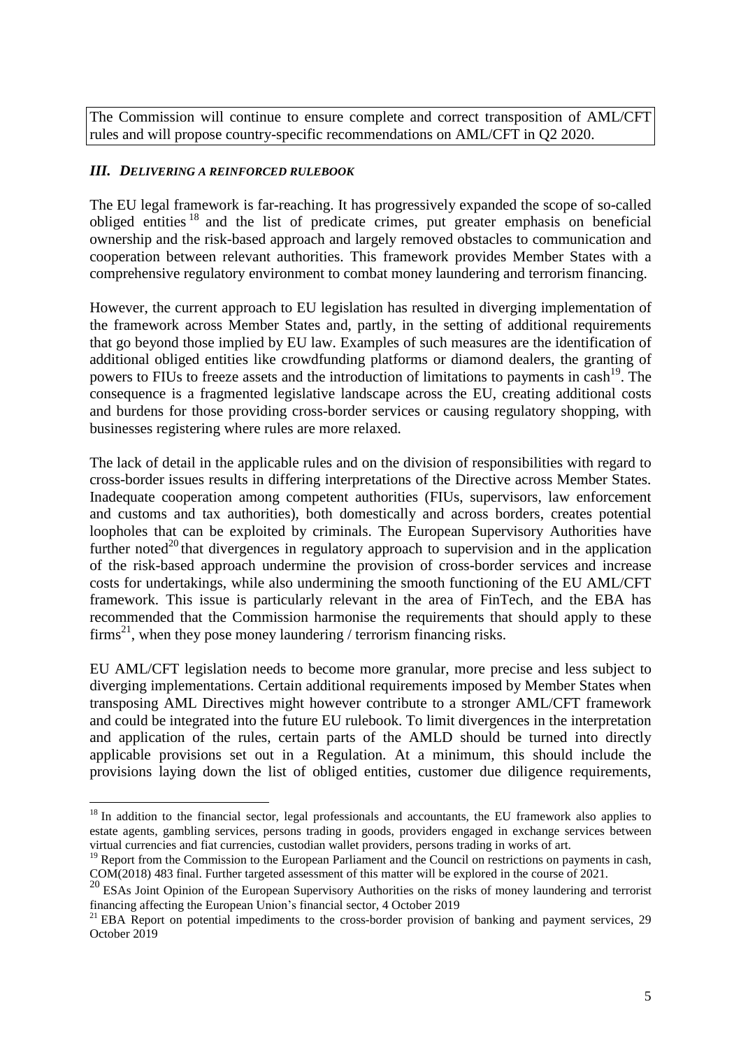The Commission will continue to ensure complete and correct transposition of AML/CFT rules and will propose country-specific recommendations on AML/CFT in Q2 2020.

### *III. DELIVERING A REINFORCED RULEBOOK*

The EU legal framework is far-reaching. It has progressively expanded the scope of so-called obliged entities [18] and the list of predicate crimes, put greater emphasis on beneficial ownership and the risk-based approach and largely removed obstacles to communication and cooperation between relevant authorities. This framework provides Member States with a comprehensive regulatory environment to combat money laundering and terrorism financing.

However, the current approach to EU legislation has resulted in diverging implementation of the framework across Member States and, partly, in the setting of additional requirements that go beyond those implied by EU law. Examples of such measures are the identification of additional obliged entities like crowdfunding platforms or diamond dealers, the granting of powers to FIUs to freeze assets and the introduction of limitations to payments in cash[19]. The consequence is a fragmented legislative landscape across the EU, creating additional costs and burdens for those providing cross-border services or causing regulatory shopping, with businesses registering where rules are more relaxed.

The lack of detail in the applicable rules and on the division of responsibilities with regard to cross-border issues results in differing interpretations of the Directive across Member States. Inadequate cooperation among competent authorities (FIUs, supervisors, law enforcement and customs and tax authorities), both domestically and across borders, creates potential loopholes that can be exploited by criminals. The European Supervisory Authorities have further noted[20] that divergences in regulatory approach to supervision and in the application of the risk-based approach undermine the provision of cross-border services and increase costs for undertakings, while also undermining the smooth functioning of the EU AML/CFT framework. This issue is particularly relevant in the area of FinTech, and the EBA has recommended that the Commission harmonise the requirements that should apply to these firms[21], when they pose money laundering / terrorism financing risks.

EU AML/CFT legislation needs to become more granular, more precise and less subject to diverging implementations. Certain additional requirements imposed by Member States when transposing AML Directives might however contribute to a stronger AML/CFT framework and could be integrated into the future EU rulebook. To limit divergences in the interpretation and application of the rules, certain parts of the AMLD should be turned into directly applicable provisions set out in a Regulation. At a minimum, this should include the provisions laying down the list of obliged entities, customer due diligence requirements,

---

[18] In addition to the financial sector, legal professionals and accountants, the EU framework also applies to estate agents, gambling services, persons trading in goods, providers engaged in exchange services between virtual currencies and fiat currencies, custodian wallet providers, persons trading in works of art.

[19] Report from the Commission to the European Parliament and the Council on restrictions on payments in cash, COM(2018) 483 final. Further targeted assessment of this matter will be explored in the course of 2021.

[20] ESAs Joint Opinion of the European Supervisory Authorities on the risks of money laundering and terrorist financing affecting the European Union's financial sector, 4 October 2019

[21] EBA Report on potential impediments to the cross-border provision of banking and payment services, 29 October 2019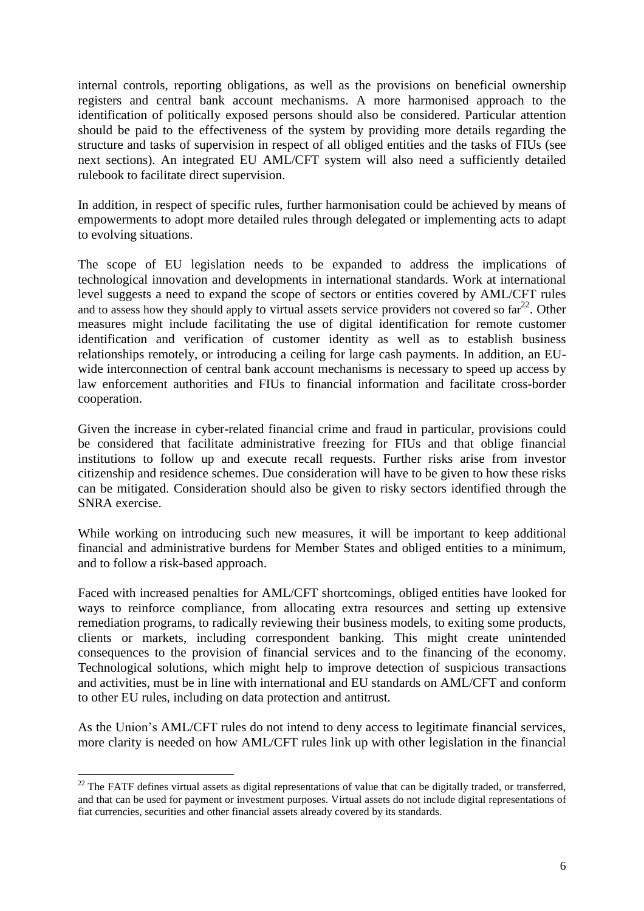internal controls, reporting obligations, as well as the provisions on beneficial ownership registers and central bank account mechanisms. A more harmonised approach to the identification of politically exposed persons should also be considered. Particular attention should be paid to the effectiveness of the system by providing more details regarding the structure and tasks of supervision in respect of all obliged entities and the tasks of FIUs (see next sections). An integrated EU AML/CFT system will also need a sufficiently detailed rulebook to facilitate direct supervision.

In addition, in respect of specific rules, further harmonisation could be achieved by means of empowerments to adopt more detailed rules through delegated or implementing acts to adapt to evolving situations.

The scope of EU legislation needs to be expanded to address the implications of technological innovation and developments in international standards. Work at international level suggests a need to expand the scope of sectors or entities covered by AML/CFT rules and to assess how they should apply to virtual assets service providers not covered so far[22]. Other measures might include facilitating the use of digital identification for remote customer identification and verification of customer identity as well as to establish business relationships remotely, or introducing a ceiling for large cash payments. In addition, an EU-wide interconnection of central bank account mechanisms is necessary to speed up access by law enforcement authorities and FIUs to financial information and facilitate cross-border cooperation.

Given the increase in cyber-related financial crime and fraud in particular, provisions could be considered that facilitate administrative freezing for FIUs and that oblige financial institutions to follow up and execute recall requests. Further risks arise from investor citizenship and residence schemes. Due consideration will have to be given to how these risks can be mitigated. Consideration should also be given to risky sectors identified through the SNRA exercise.

While working on introducing such new measures, it will be important to keep additional financial and administrative burdens for Member States and obliged entities to a minimum, and to follow a risk-based approach.

Faced with increased penalties for AML/CFT shortcomings, obliged entities have looked for ways to reinforce compliance, from allocating extra resources and setting up extensive remediation programs, to radically reviewing their business models, to exiting some products, clients or markets, including correspondent banking. This might create unintended consequences to the provision of financial services and to the financing of the economy. Technological solutions, which might help to improve detection of suspicious transactions and activities, must be in line with international and EU standards on AML/CFT and conform to other EU rules, including on data protection and antitrust.

As the Union's AML/CFT rules do not intend to deny access to legitimate financial services, more clarity is needed on how AML/CFT rules link up with other legislation in the financial

---

[22] The FATF defines virtual assets as digital representations of value that can be digitally traded, or transferred, and that can be used for payment or investment purposes. Virtual assets do not include digital representations of fiat currencies, securities and other financial assets already covered by its standards.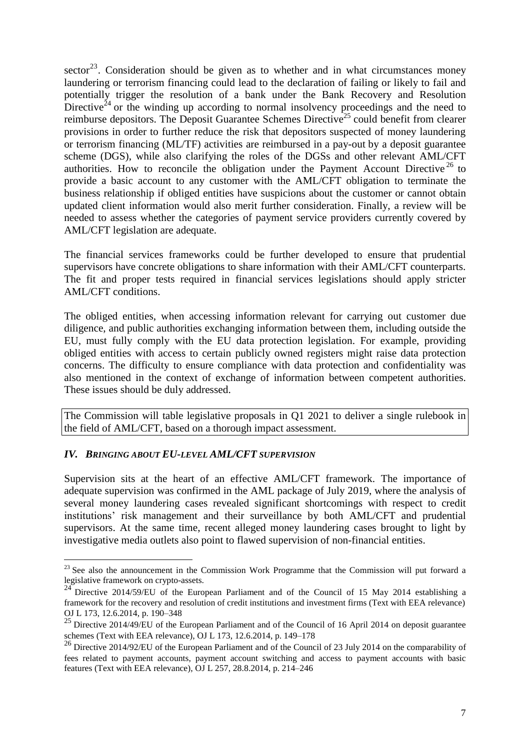sector[23]. Consideration should be given as to whether and in what circumstances money laundering or terrorism financing could lead to the declaration of failing or likely to fail and potentially trigger the resolution of a bank under the Bank Recovery and Resolution Directive[24] or the winding up according to normal insolvency proceedings and the need to reimburse depositors. The Deposit Guarantee Schemes Directive[25] could benefit from clearer provisions in order to further reduce the risk that depositors suspected of money laundering or terrorism financing (ML/TF) activities are reimbursed in a pay-out by a deposit guarantee scheme (DGS), while also clarifying the roles of the DGSs and other relevant AML/CFT authorities. How to reconcile the obligation under the Payment Account Directive[26] to provide a basic account to any customer with the AML/CFT obligation to terminate the business relationship if obliged entities have suspicions about the customer or cannot obtain updated client information would also merit further consideration. Finally, a review will be needed to assess whether the categories of payment service providers currently covered by AML/CFT legislation are adequate.

The financial services frameworks could be further developed to ensure that prudential supervisors have concrete obligations to share information with their AML/CFT counterparts. The fit and proper tests required in financial services legislations should apply stricter AML/CFT conditions.

The obliged entities, when accessing information relevant for carrying out customer due diligence, and public authorities exchanging information between them, including outside the EU, must fully comply with the EU data protection legislation. For example, providing obliged entities with access to certain publicly owned registers might raise data protection concerns. The difficulty to ensure compliance with data protection and confidentiality was also mentioned in the context of exchange of information between competent authorities. These issues should be duly addressed.

The Commission will table legislative proposals in Q1 2021 to deliver a single rulebook in the field of AML/CFT, based on a thorough impact assessment.

## *IV. BRINGING ABOUT EU-LEVEL AML/CFT SUPERVISION*

Supervision sits at the heart of an effective AML/CFT framework. The importance of adequate supervision was confirmed in the AML package of July 2019, where the analysis of several money laundering cases revealed significant shortcomings with respect to credit institutions' risk management and their surveillance by both AML/CFT and prudential supervisors. At the same time, recent alleged money laundering cases brought to light by investigative media outlets also point to flawed supervision of non-financial entities.

[23] See also the announcement in the Commission Work Programme that the Commission will put forward a legislative framework on crypto-assets.

[24] Directive 2014/59/EU of the European Parliament and of the Council of 15 May 2014 establishing a framework for the recovery and resolution of credit institutions and investment firms (Text with EEA relevance) OJ L 173, 12.6.2014, p. 190–348

[25] Directive 2014/49/EU of the European Parliament and of the Council of 16 April 2014 on deposit guarantee schemes (Text with EEA relevance), OJ L 173, 12.6.2014, p. 149–178

[26] Directive 2014/92/EU of the European Parliament and of the Council of 23 July 2014 on the comparability of fees related to payment accounts, payment account switching and access to payment accounts with basic features (Text with EEA relevance), OJ L 257, 28.8.2014, p. 214–246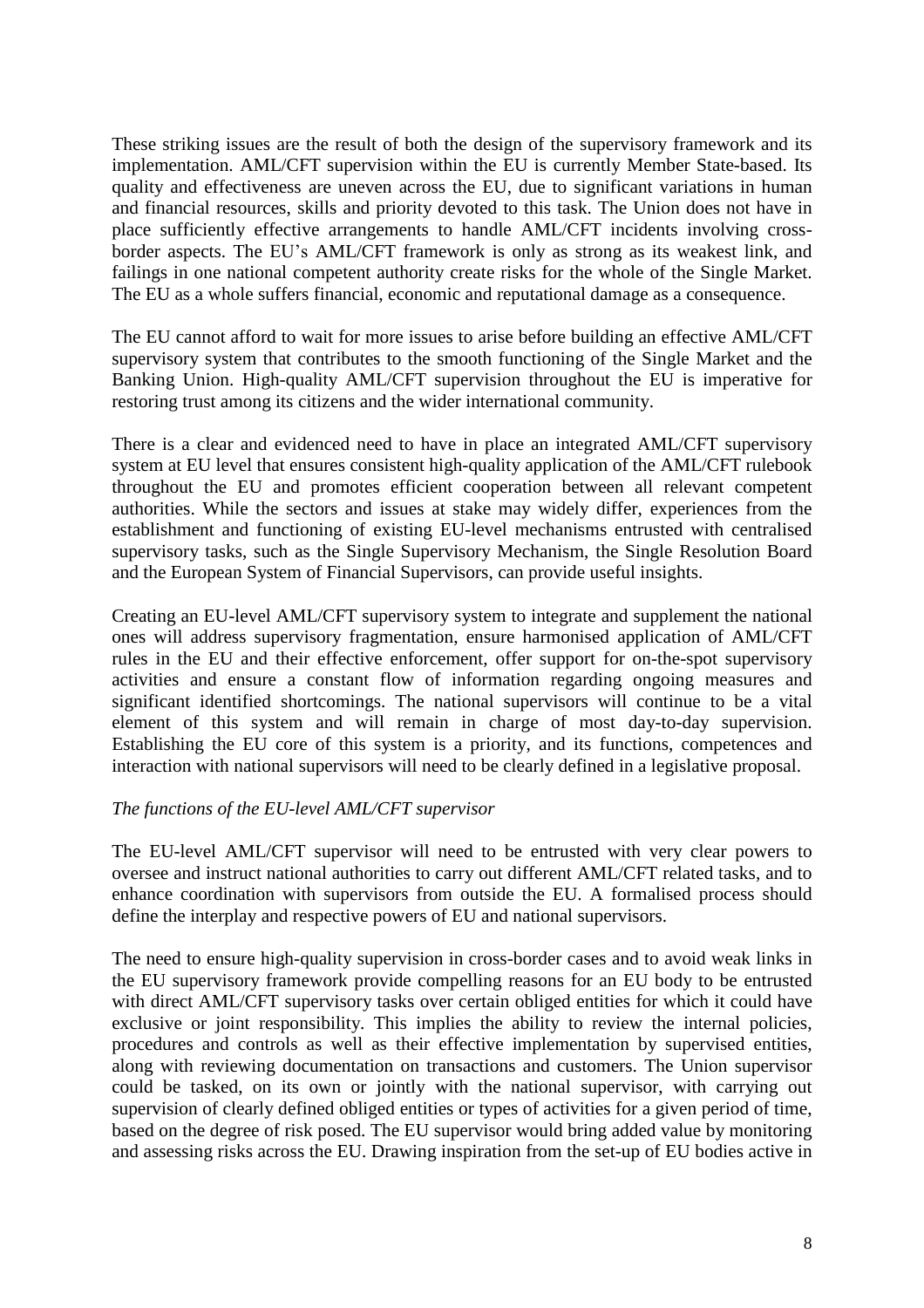These striking issues are the result of both the design of the supervisory framework and its implementation. AML/CFT supervision within the EU is currently Member State-based. Its quality and effectiveness are uneven across the EU, due to significant variations in human and financial resources, skills and priority devoted to this task. The Union does not have in place sufficiently effective arrangements to handle AML/CFT incidents involving cross-border aspects. The EU's AML/CFT framework is only as strong as its weakest link, and failings in one national competent authority create risks for the whole of the Single Market. The EU as a whole suffers financial, economic and reputational damage as a consequence.

The EU cannot afford to wait for more issues to arise before building an effective AML/CFT supervisory system that contributes to the smooth functioning of the Single Market and the Banking Union. High-quality AML/CFT supervision throughout the EU is imperative for restoring trust among its citizens and the wider international community.

There is a clear and evidenced need to have in place an integrated AML/CFT supervisory system at EU level that ensures consistent high-quality application of the AML/CFT rulebook throughout the EU and promotes efficient cooperation between all relevant competent authorities. While the sectors and issues at stake may widely differ, experiences from the establishment and functioning of existing EU-level mechanisms entrusted with centralised supervisory tasks, such as the Single Supervisory Mechanism, the Single Resolution Board and the European System of Financial Supervisors, can provide useful insights.

Creating an EU-level AML/CFT supervisory system to integrate and supplement the national ones will address supervisory fragmentation, ensure harmonised application of AML/CFT rules in the EU and their effective enforcement, offer support for on-the-spot supervisory activities and ensure a constant flow of information regarding ongoing measures and significant identified shortcomings. The national supervisors will continue to be a vital element of this system and will remain in charge of most day-to-day supervision. Establishing the EU core of this system is a priority, and its functions, competences and interaction with national supervisors will need to be clearly defined in a legislative proposal.

*The functions of the EU-level AML/CFT supervisor*

The EU-level AML/CFT supervisor will need to be entrusted with very clear powers to oversee and instruct national authorities to carry out different AML/CFT related tasks, and to enhance coordination with supervisors from outside the EU. A formalised process should define the interplay and respective powers of EU and national supervisors.

The need to ensure high-quality supervision in cross-border cases and to avoid weak links in the EU supervisory framework provide compelling reasons for an EU body to be entrusted with direct AML/CFT supervisory tasks over certain obliged entities for which it could have exclusive or joint responsibility. This implies the ability to review the internal policies, procedures and controls as well as their effective implementation by supervised entities, along with reviewing documentation on transactions and customers. The Union supervisor could be tasked, on its own or jointly with the national supervisor, with carrying out supervision of clearly defined obliged entities or types of activities for a given period of time, based on the degree of risk posed. The EU supervisor would bring added value by monitoring and assessing risks across the EU. Drawing inspiration from the set-up of EU bodies active in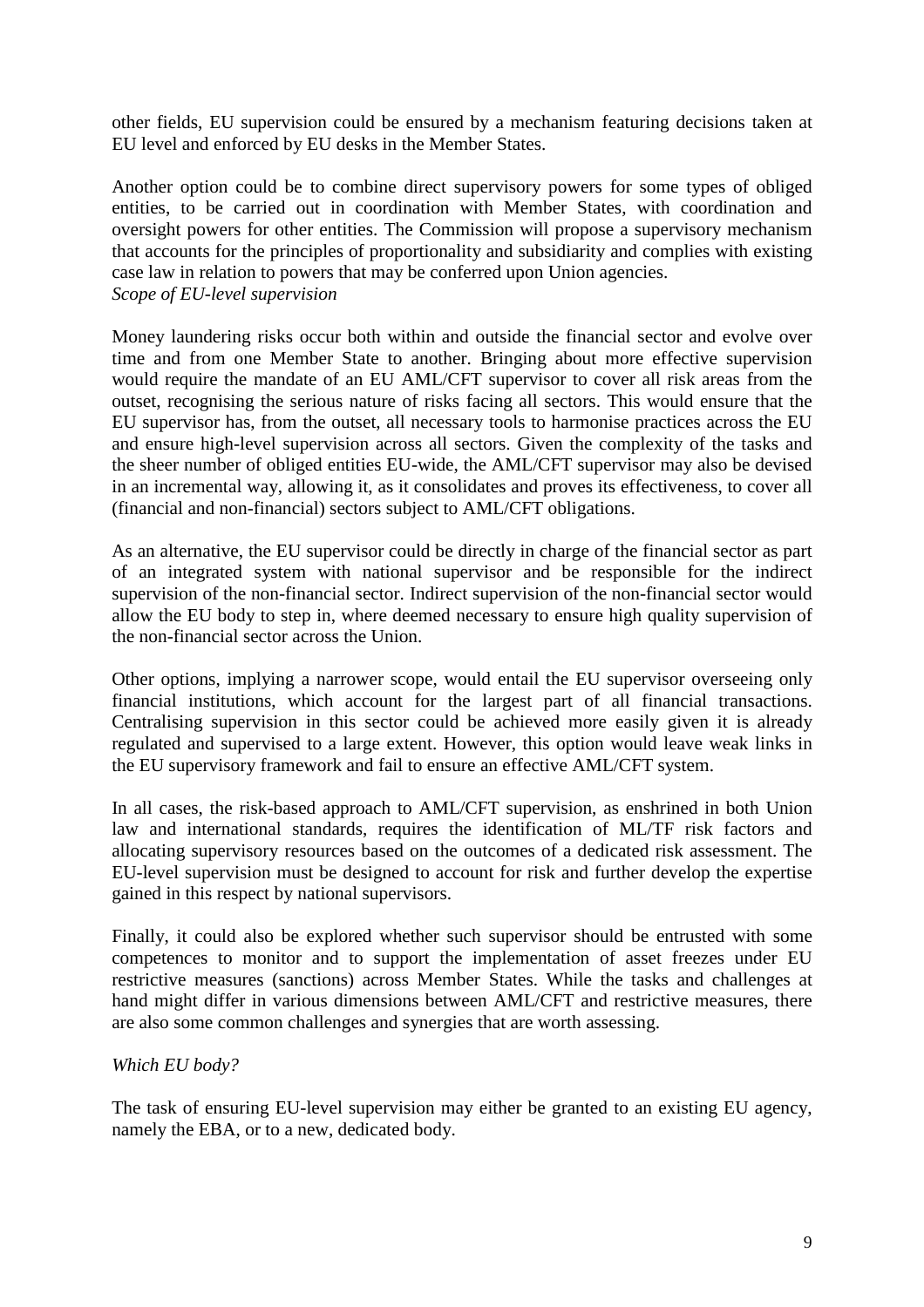other fields, EU supervision could be ensured by a mechanism featuring decisions taken at EU level and enforced by EU desks in the Member States.

Another option could be to combine direct supervisory powers for some types of obliged entities, to be carried out in coordination with Member States, with coordination and oversight powers for other entities. The Commission will propose a supervisory mechanism that accounts for the principles of proportionality and subsidiarity and complies with existing case law in relation to powers that may be conferred upon Union agencies.

*Scope of EU-level supervision*

Money laundering risks occur both within and outside the financial sector and evolve over time and from one Member State to another. Bringing about more effective supervision would require the mandate of an EU AML/CFT supervisor to cover all risk areas from the outset, recognising the serious nature of risks facing all sectors. This would ensure that the EU supervisor has, from the outset, all necessary tools to harmonise practices across the EU and ensure high-level supervision across all sectors. Given the complexity of the tasks and the sheer number of obliged entities EU-wide, the AML/CFT supervisor may also be devised in an incremental way, allowing it, as it consolidates and proves its effectiveness, to cover all (financial and non-financial) sectors subject to AML/CFT obligations.

As an alternative, the EU supervisor could be directly in charge of the financial sector as part of an integrated system with national supervisor and be responsible for the indirect supervision of the non-financial sector. Indirect supervision of the non-financial sector would allow the EU body to step in, where deemed necessary to ensure high quality supervision of the non-financial sector across the Union.

Other options, implying a narrower scope, would entail the EU supervisor overseeing only financial institutions, which account for the largest part of all financial transactions. Centralising supervision in this sector could be achieved more easily given it is already regulated and supervised to a large extent. However, this option would leave weak links in the EU supervisory framework and fail to ensure an effective AML/CFT system.

In all cases, the risk-based approach to AML/CFT supervision, as enshrined in both Union law and international standards, requires the identification of ML/TF risk factors and allocating supervisory resources based on the outcomes of a dedicated risk assessment. The EU-level supervision must be designed to account for risk and further develop the expertise gained in this respect by national supervisors.

Finally, it could also be explored whether such supervisor should be entrusted with some competences to monitor and to support the implementation of asset freezes under EU restrictive measures (sanctions) across Member States. While the tasks and challenges at hand might differ in various dimensions between AML/CFT and restrictive measures, there are also some common challenges and synergies that are worth assessing.

*Which EU body?*

The task of ensuring EU-level supervision may either be granted to an existing EU agency, namely the EBA, or to a new, dedicated body.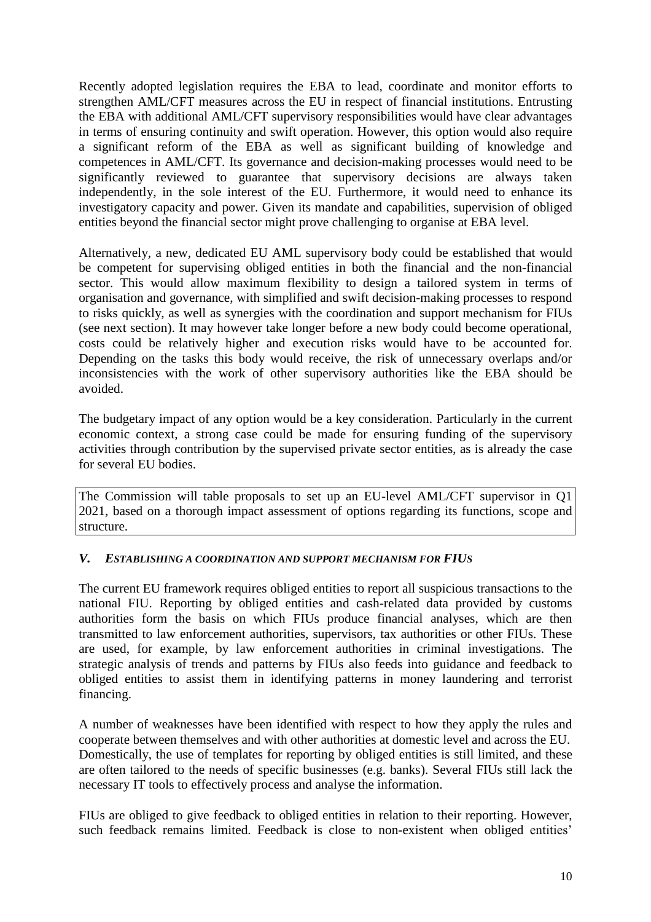Recently adopted legislation requires the EBA to lead, coordinate and monitor efforts to strengthen AML/CFT measures across the EU in respect of financial institutions. Entrusting the EBA with additional AML/CFT supervisory responsibilities would have clear advantages in terms of ensuring continuity and swift operation. However, this option would also require a significant reform of the EBA as well as significant building of knowledge and competences in AML/CFT. Its governance and decision-making processes would need to be significantly reviewed to guarantee that supervisory decisions are always taken independently, in the sole interest of the EU. Furthermore, it would need to enhance its investigatory capacity and power. Given its mandate and capabilities, supervision of obliged entities beyond the financial sector might prove challenging to organise at EBA level.

Alternatively, a new, dedicated EU AML supervisory body could be established that would be competent for supervising obliged entities in both the financial and the non-financial sector. This would allow maximum flexibility to design a tailored system in terms of organisation and governance, with simplified and swift decision-making processes to respond to risks quickly, as well as synergies with the coordination and support mechanism for FIUs (see next section). It may however take longer before a new body could become operational, costs could be relatively higher and execution risks would have to be accounted for. Depending on the tasks this body would receive, the risk of unnecessary overlaps and/or inconsistencies with the work of other supervisory authorities like the EBA should be avoided.

The budgetary impact of any option would be a key consideration. Particularly in the current economic context, a strong case could be made for ensuring funding of the supervisory activities through contribution by the supervised private sector entities, as is already the case for several EU bodies.

> The Commission will table proposals to set up an EU-level AML/CFT supervisor in Q1 2021, based on a thorough impact assessment of options regarding its functions, scope and structure.

## *V. ESTABLISHING A COORDINATION AND SUPPORT MECHANISM FOR FIUS*

The current EU framework requires obliged entities to report all suspicious transactions to the national FIU. Reporting by obliged entities and cash-related data provided by customs authorities form the basis on which FIUs produce financial analyses, which are then transmitted to law enforcement authorities, supervisors, tax authorities or other FIUs. These are used, for example, by law enforcement authorities in criminal investigations. The strategic analysis of trends and patterns by FIUs also feeds into guidance and feedback to obliged entities to assist them in identifying patterns in money laundering and terrorist financing.

A number of weaknesses have been identified with respect to how they apply the rules and cooperate between themselves and with other authorities at domestic level and across the EU. Domestically, the use of templates for reporting by obliged entities is still limited, and these are often tailored to the needs of specific businesses (e.g. banks). Several FIUs still lack the necessary IT tools to effectively process and analyse the information.

FIUs are obliged to give feedback to obliged entities in relation to their reporting. However, such feedback remains limited. Feedback is close to non-existent when obliged entities'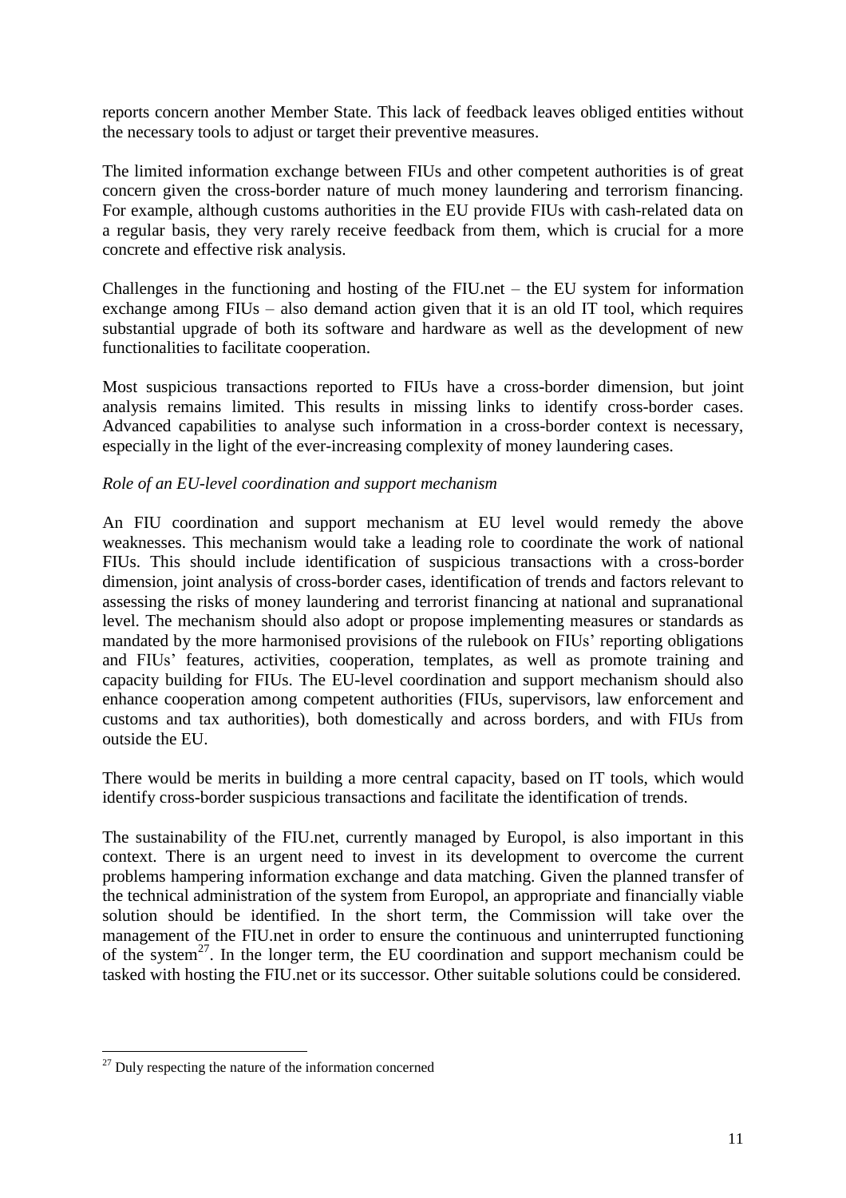reports concern another Member State. This lack of feedback leaves obliged entities without the necessary tools to adjust or target their preventive measures.

The limited information exchange between FIUs and other competent authorities is of great concern given the cross-border nature of much money laundering and terrorism financing. For example, although customs authorities in the EU provide FIUs with cash-related data on a regular basis, they very rarely receive feedback from them, which is crucial for a more concrete and effective risk analysis.

Challenges in the functioning and hosting of the FIU.net – the EU system for information exchange among FIUs – also demand action given that it is an old IT tool, which requires substantial upgrade of both its software and hardware as well as the development of new functionalities to facilitate cooperation.

Most suspicious transactions reported to FIUs have a cross-border dimension, but joint analysis remains limited. This results in missing links to identify cross-border cases. Advanced capabilities to analyse such information in a cross-border context is necessary, especially in the light of the ever-increasing complexity of money laundering cases.

*Role of an EU-level coordination and support mechanism*

An FIU coordination and support mechanism at EU level would remedy the above weaknesses. This mechanism would take a leading role to coordinate the work of national FIUs. This should include identification of suspicious transactions with a cross-border dimension, joint analysis of cross-border cases, identification of trends and factors relevant to assessing the risks of money laundering and terrorist financing at national and supranational level. The mechanism should also adopt or propose implementing measures or standards as mandated by the more harmonised provisions of the rulebook on FIUs' reporting obligations and FIUs' features, activities, cooperation, templates, as well as promote training and capacity building for FIUs. The EU-level coordination and support mechanism should also enhance cooperation among competent authorities (FIUs, supervisors, law enforcement and customs and tax authorities), both domestically and across borders, and with FIUs from outside the EU.

There would be merits in building a more central capacity, based on IT tools, which would identify cross-border suspicious transactions and facilitate the identification of trends.

The sustainability of the FIU.net, currently managed by Europol, is also important in this context. There is an urgent need to invest in its development to overcome the current problems hampering information exchange and data matching. Given the planned transfer of the technical administration of the system from Europol, an appropriate and financially viable solution should be identified. In the short term, the Commission will take over the management of the FIU.net in order to ensure the continuous and uninterrupted functioning of the system[27]. In the longer term, the EU coordination and support mechanism could be tasked with hosting the FIU.net or its successor. Other suitable solutions could be considered.

---

[27] Duly respecting the nature of the information concerned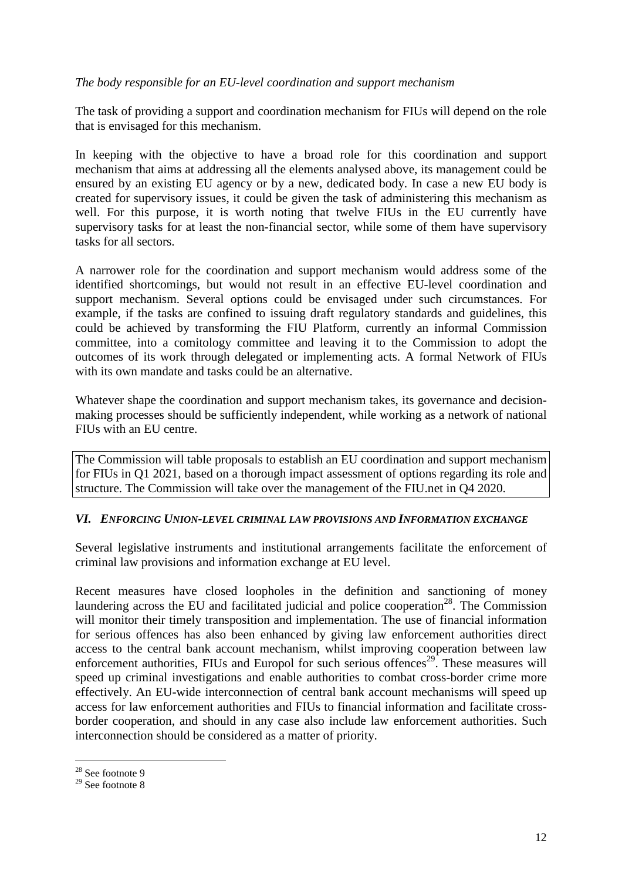*The body responsible for an EU-level coordination and support mechanism*

The task of providing a support and coordination mechanism for FIUs will depend on the role that is envisaged for this mechanism.

In keeping with the objective to have a broad role for this coordination and support mechanism that aims at addressing all the elements analysed above, its management could be ensured by an existing EU agency or by a new, dedicated body. In case a new EU body is created for supervisory issues, it could be given the task of administering this mechanism as well. For this purpose, it is worth noting that twelve FIUs in the EU currently have supervisory tasks for at least the non-financial sector, while some of them have supervisory tasks for all sectors.

A narrower role for the coordination and support mechanism would address some of the identified shortcomings, but would not result in an effective EU-level coordination and support mechanism. Several options could be envisaged under such circumstances. For example, if the tasks are confined to issuing draft regulatory standards and guidelines, this could be achieved by transforming the FIU Platform, currently an informal Commission committee, into a comitology committee and leaving it to the Commission to adopt the outcomes of its work through delegated or implementing acts. A formal Network of FIUs with its own mandate and tasks could be an alternative.

Whatever shape the coordination and support mechanism takes, its governance and decision-making processes should be sufficiently independent, while working as a network of national FIUs with an EU centre.

> The Commission will table proposals to establish an EU coordination and support mechanism for FIUs in Q1 2021, based on a thorough impact assessment of options regarding its role and structure. The Commission will take over the management of the FIU.net in Q4 2020.

## *VI. ENFORCING UNION-LEVEL CRIMINAL LAW PROVISIONS AND INFORMATION EXCHANGE*

Several legislative instruments and institutional arrangements facilitate the enforcement of criminal law provisions and information exchange at EU level.

Recent measures have closed loopholes in the definition and sanctioning of money laundering across the EU and facilitated judicial and police cooperation[28]. The Commission will monitor their timely transposition and implementation. The use of financial information for serious offences has also been enhanced by giving law enforcement authorities direct access to the central bank account mechanism, whilst improving cooperation between law enforcement authorities, FIUs and Europol for such serious offences[29]. These measures will speed up criminal investigations and enable authorities to combat cross-border crime more effectively. An EU-wide interconnection of central bank account mechanisms will speed up access for law enforcement authorities and FIUs to financial information and facilitate cross-border cooperation, and should in any case also include law enforcement authorities. Such interconnection should be considered as a matter of priority.

[28] See footnote 9

[29] See footnote 8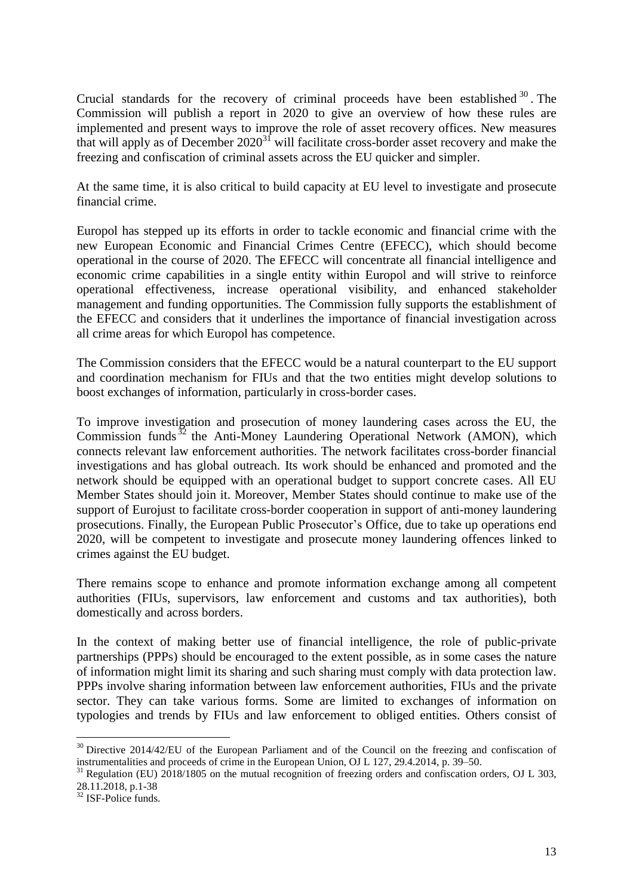Crucial standards for the recovery of criminal proceeds have been established[30]. The Commission will publish a report in 2020 to give an overview of how these rules are implemented and present ways to improve the role of asset recovery offices. New measures that will apply as of December 2020[31] will facilitate cross-border asset recovery and make the freezing and confiscation of criminal assets across the EU quicker and simpler.

At the same time, it is also critical to build capacity at EU level to investigate and prosecute financial crime.

Europol has stepped up its efforts in order to tackle economic and financial crime with the new European Economic and Financial Crimes Centre (EFECC), which should become operational in the course of 2020. The EFECC will concentrate all financial intelligence and economic crime capabilities in a single entity within Europol and will strive to reinforce operational effectiveness, increase operational visibility, and enhanced stakeholder management and funding opportunities. The Commission fully supports the establishment of the EFECC and considers that it underlines the importance of financial investigation across all crime areas for which Europol has competence.

The Commission considers that the EFECC would be a natural counterpart to the EU support and coordination mechanism for FIUs and that the two entities might develop solutions to boost exchanges of information, particularly in cross-border cases.

To improve investigation and prosecution of money laundering cases across the EU, the Commission funds[32] the Anti-Money Laundering Operational Network (AMON), which connects relevant law enforcement authorities. The network facilitates cross-border financial investigations and has global outreach. Its work should be enhanced and promoted and the network should be equipped with an operational budget to support concrete cases. All EU Member States should join it. Moreover, Member States should continue to make use of the support of Eurojust to facilitate cross-border cooperation in support of anti-money laundering prosecutions. Finally, the European Public Prosecutor's Office, due to take up operations end 2020, will be competent to investigate and prosecute money laundering offences linked to crimes against the EU budget.

There remains scope to enhance and promote information exchange among all competent authorities (FIUs, supervisors, law enforcement and customs and tax authorities), both domestically and across borders.

In the context of making better use of financial intelligence, the role of public-private partnerships (PPPs) should be encouraged to the extent possible, as in some cases the nature of information might limit its sharing and such sharing must comply with data protection law. PPPs involve sharing information between law enforcement authorities, FIUs and the private sector. They can take various forms. Some are limited to exchanges of information on typologies and trends by FIUs and law enforcement to obliged entities. Others consist of

---

[30] Directive 2014/42/EU of the European Parliament and of the Council on the freezing and confiscation of instrumentalities and proceeds of crime in the European Union, OJ L 127, 29.4.2014, p. 39–50.

[31] Regulation (EU) 2018/1805 on the mutual recognition of freezing orders and confiscation orders, OJ L 303, 28.11.2018, p.1-38

[32] ISF-Police funds.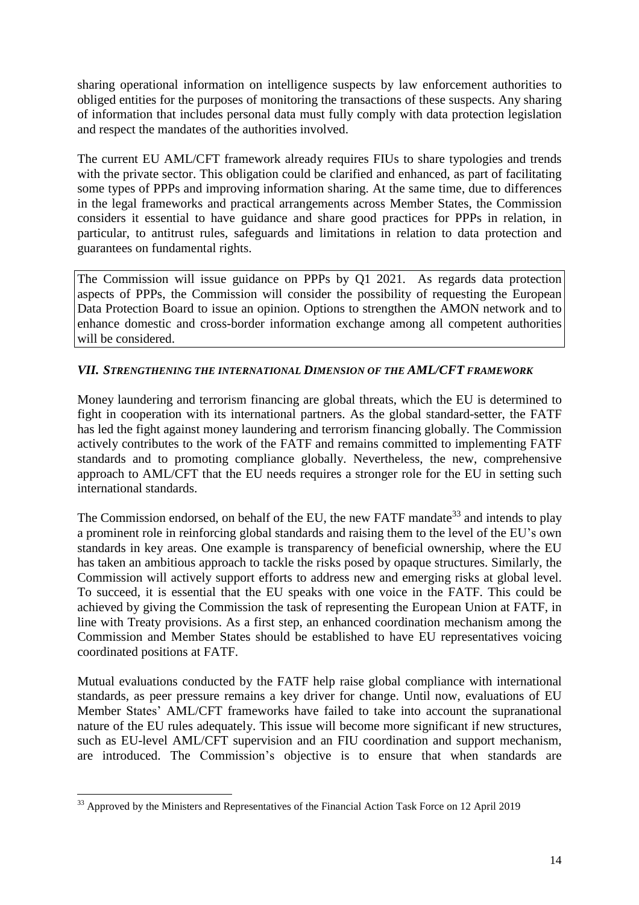sharing operational information on intelligence suspects by law enforcement authorities to obliged entities for the purposes of monitoring the transactions of these suspects. Any sharing of information that includes personal data must fully comply with data protection legislation and respect the mandates of the authorities involved.

The current EU AML/CFT framework already requires FIUs to share typologies and trends with the private sector. This obligation could be clarified and enhanced, as part of facilitating some types of PPPs and improving information sharing. At the same time, due to differences in the legal frameworks and practical arrangements across Member States, the Commission considers it essential to have guidance and share good practices for PPPs in relation, in particular, to antitrust rules, safeguards and limitations in relation to data protection and guarantees on fundamental rights.

The Commission will issue guidance on PPPs by Q1 2021. As regards data protection aspects of PPPs, the Commission will consider the possibility of requesting the European Data Protection Board to issue an opinion. Options to strengthen the AMON network and to enhance domestic and cross-border information exchange among all competent authorities will be considered.

### *VII. STRENGTHENING THE INTERNATIONAL DIMENSION OF THE AML/CFT FRAMEWORK*

Money laundering and terrorism financing are global threats, which the EU is determined to fight in cooperation with its international partners. As the global standard-setter, the FATF has led the fight against money laundering and terrorism financing globally. The Commission actively contributes to the work of the FATF and remains committed to implementing FATF standards and to promoting compliance globally. Nevertheless, the new, comprehensive approach to AML/CFT that the EU needs requires a stronger role for the EU in setting such international standards.

The Commission endorsed, on behalf of the EU, the new FATF mandate[33] and intends to play a prominent role in reinforcing global standards and raising them to the level of the EU's own standards in key areas. One example is transparency of beneficial ownership, where the EU has taken an ambitious approach to tackle the risks posed by opaque structures. Similarly, the Commission will actively support efforts to address new and emerging risks at global level. To succeed, it is essential that the EU speaks with one voice in the FATF. This could be achieved by giving the Commission the task of representing the European Union at FATF, in line with Treaty provisions. As a first step, an enhanced coordination mechanism among the Commission and Member States should be established to have EU representatives voicing coordinated positions at FATF.

Mutual evaluations conducted by the FATF help raise global compliance with international standards, as peer pressure remains a key driver for change. Until now, evaluations of EU Member States' AML/CFT frameworks have failed to take into account the supranational nature of the EU rules adequately. This issue will become more significant if new structures, such as EU-level AML/CFT supervision and an FIU coordination and support mechanism, are introduced. The Commission's objective is to ensure that when standards are

[33] Approved by the Ministers and Representatives of the Financial Action Task Force on 12 April 2019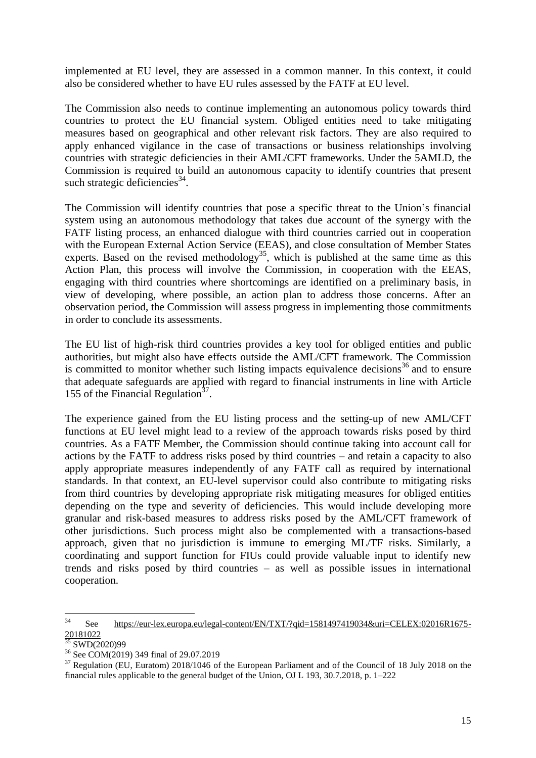implemented at EU level, they are assessed in a common manner. In this context, it could also be considered whether to have EU rules assessed by the FATF at EU level.

The Commission also needs to continue implementing an autonomous policy towards third countries to protect the EU financial system. Obliged entities need to take mitigating measures based on geographical and other relevant risk factors. They are also required to apply enhanced vigilance in the case of transactions or business relationships involving countries with strategic deficiencies in their AML/CFT frameworks. Under the 5AMLD, the Commission is required to build an autonomous capacity to identify countries that present such strategic deficiencies[34].

The Commission will identify countries that pose a specific threat to the Union's financial system using an autonomous methodology that takes due account of the synergy with the FATF listing process, an enhanced dialogue with third countries carried out in cooperation with the European External Action Service (EEAS), and close consultation of Member States experts. Based on the revised methodology[35], which is published at the same time as this Action Plan, this process will involve the Commission, in cooperation with the EEAS, engaging with third countries where shortcomings are identified on a preliminary basis, in view of developing, where possible, an action plan to address those concerns. After an observation period, the Commission will assess progress in implementing those commitments in order to conclude its assessments.

The EU list of high-risk third countries provides a key tool for obliged entities and public authorities, but might also have effects outside the AML/CFT framework. The Commission is committed to monitor whether such listing impacts equivalence decisions[36] and to ensure that adequate safeguards are applied with regard to financial instruments in line with Article 155 of the Financial Regulation[37].

The experience gained from the EU listing process and the setting-up of new AML/CFT functions at EU level might lead to a review of the approach towards risks posed by third countries. As a FATF Member, the Commission should continue taking into account call for actions by the FATF to address risks posed by third countries – and retain a capacity to also apply appropriate measures independently of any FATF call as required by international standards. In that context, an EU-level supervisor could also contribute to mitigating risks from third countries by developing appropriate risk mitigating measures for obliged entities depending on the type and severity of deficiencies. This would include developing more granular and risk-based measures to address risks posed by the AML/CFT framework of other jurisdictions. Such process might also be complemented with a transactions-based approach, given that no jurisdiction is immune to emerging ML/TF risks. Similarly, a coordinating and support function for FIUs could provide valuable input to identify new trends and risks posed by third countries – as well as possible issues in international cooperation.

---

[34] See https://eur-lex.europa.eu/legal-content/EN/TXT/?qid=1581497419034&uri=CELEX:02016R1675-20181022

[35] SWD(2020)99

[36] See COM(2019) 349 final of 29.07.2019

[37] Regulation (EU, Euratom) 2018/1046 of the European Parliament and of the Council of 18 July 2018 on the financial rules applicable to the general budget of the Union, OJ L 193, 30.7.2018, p. 1–222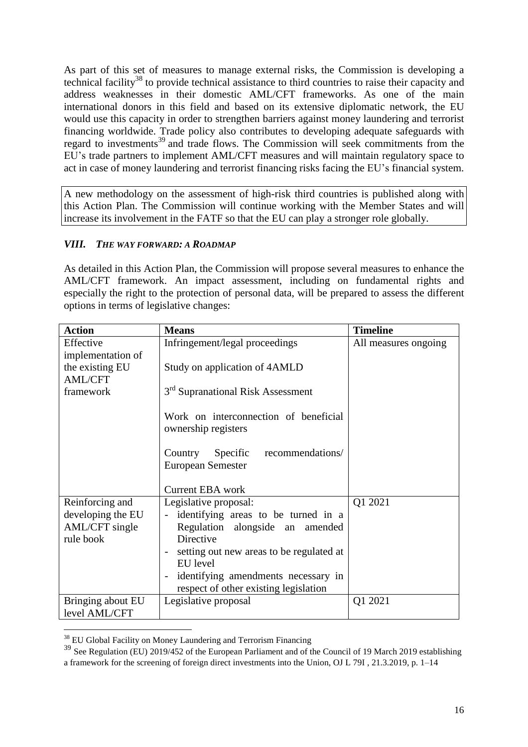As part of this set of measures to manage external risks, the Commission is developing a technical facility[38] to provide technical assistance to third countries to raise their capacity and address weaknesses in their domestic AML/CFT frameworks. As one of the main international donors in this field and based on its extensive diplomatic network, the EU would use this capacity in order to strengthen barriers against money laundering and terrorist financing worldwide. Trade policy also contributes to developing adequate safeguards with regard to investments[39] and trade flows. The Commission will seek commitments from the EU's trade partners to implement AML/CFT measures and will maintain regulatory space to act in case of money laundering and terrorist financing risks facing the EU's financial system.

A new methodology on the assessment of high-risk third countries is published along with this Action Plan. The Commission will continue working with the Member States and will increase its involvement in the FATF so that the EU can play a stronger role globally.

### *VIII. THE WAY FORWARD: A ROADMAP*

As detailed in this Action Plan, the Commission will propose several measures to enhance the AML/CFT framework. An impact assessment, including on fundamental rights and especially the right to the protection of personal data, will be prepared to assess the different options in terms of legislative changes:

| **Action** | **Means** | **Timeline** |
|---|---|---|
| Effective implementation of the existing EU AML/CFT framework | Infringement/legal proceedings<br><br>Study on application of 4AMLD<br><br>3rd Supranational Risk Assessment<br><br>Work on interconnection of beneficial ownership registers<br><br>Country Specific recommendations/ European Semester<br><br>Current EBA work | All measures ongoing |
| Reinforcing and developing the EU AML/CFT single rule book | Legislative proposal:<br>- identifying areas to be turned in a Regulation alongside an amended Directive<br>- setting out new areas to be regulated at EU level<br>- identifying amendments necessary in respect of other existing legislation | Q1 2021 |
| Bringing about EU level AML/CFT | Legislative proposal | Q1 2021 |

[38] EU Global Facility on Money Laundering and Terrorism Financing

[39] See Regulation (EU) 2019/452 of the European Parliament and of the Council of 19 March 2019 establishing a framework for the screening of foreign direct investments into the Union, OJ L 79I , 21.3.2019, p. 1–14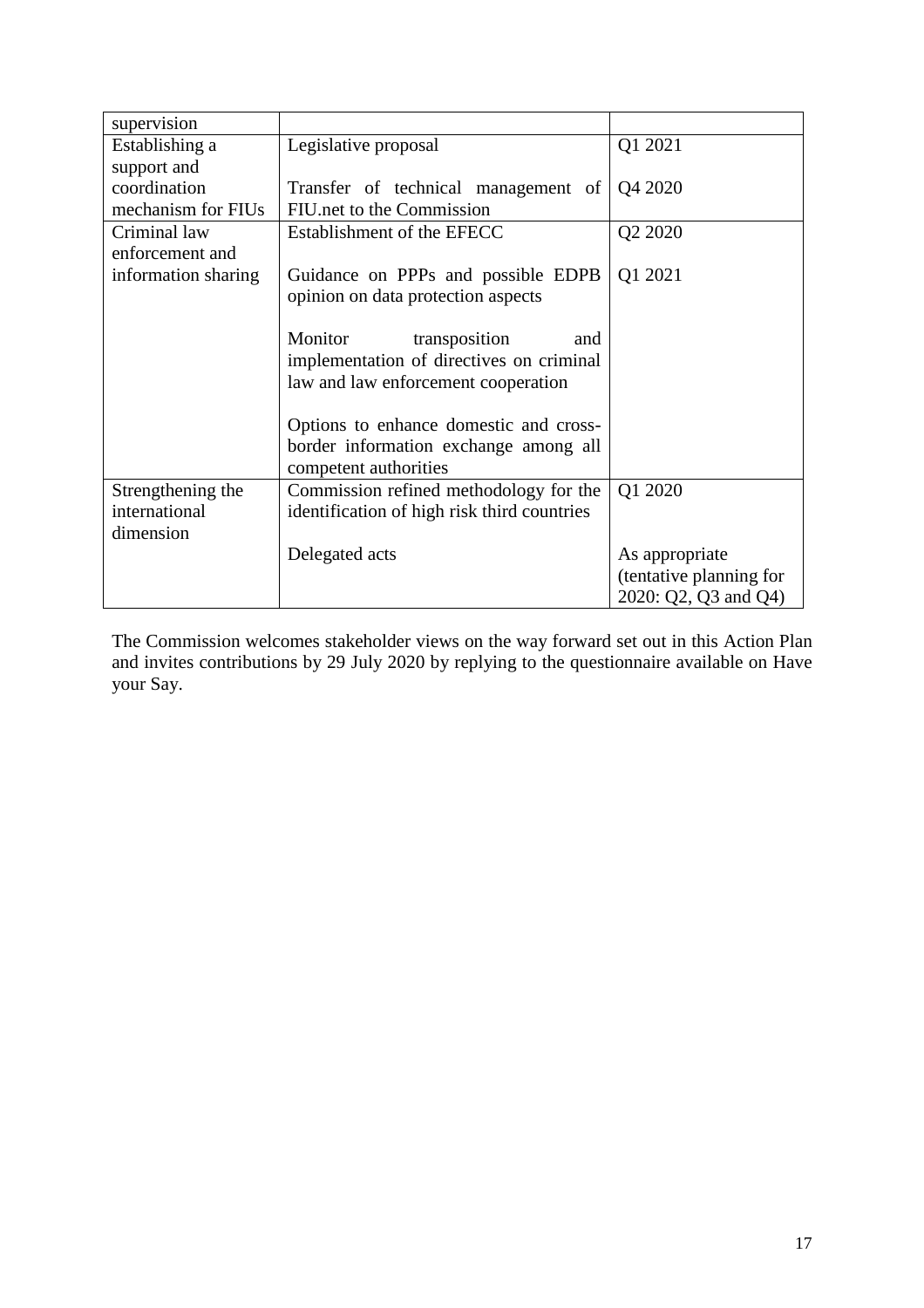| | | |
|---|---|---|
| supervision | | |
| Establishing a support and coordination mechanism for FIUs | Legislative proposal<br><br>Transfer of technical management of FIU.net to the Commission | Q1 2021<br><br>Q4 2020 |
| Criminal law enforcement and information sharing | Establishment of the EFECC<br><br>Guidance on PPPs and possible EDPB opinion on data protection aspects<br><br>Monitor transposition and implementation of directives on criminal law and law enforcement cooperation<br><br>Options to enhance domestic and cross-border information exchange among all competent authorities | Q2 2020<br><br>Q1 2021 |
| Strengthening the international dimension | Commission refined methodology for the identification of high risk third countries<br><br>Delegated acts | Q1 2020<br><br>As appropriate (tentative planning for 2020: Q2, Q3 and Q4) |

The Commission welcomes stakeholder views on the way forward set out in this Action Plan and invites contributions by 29 July 2020 by replying to the questionnaire available on Have your Say.